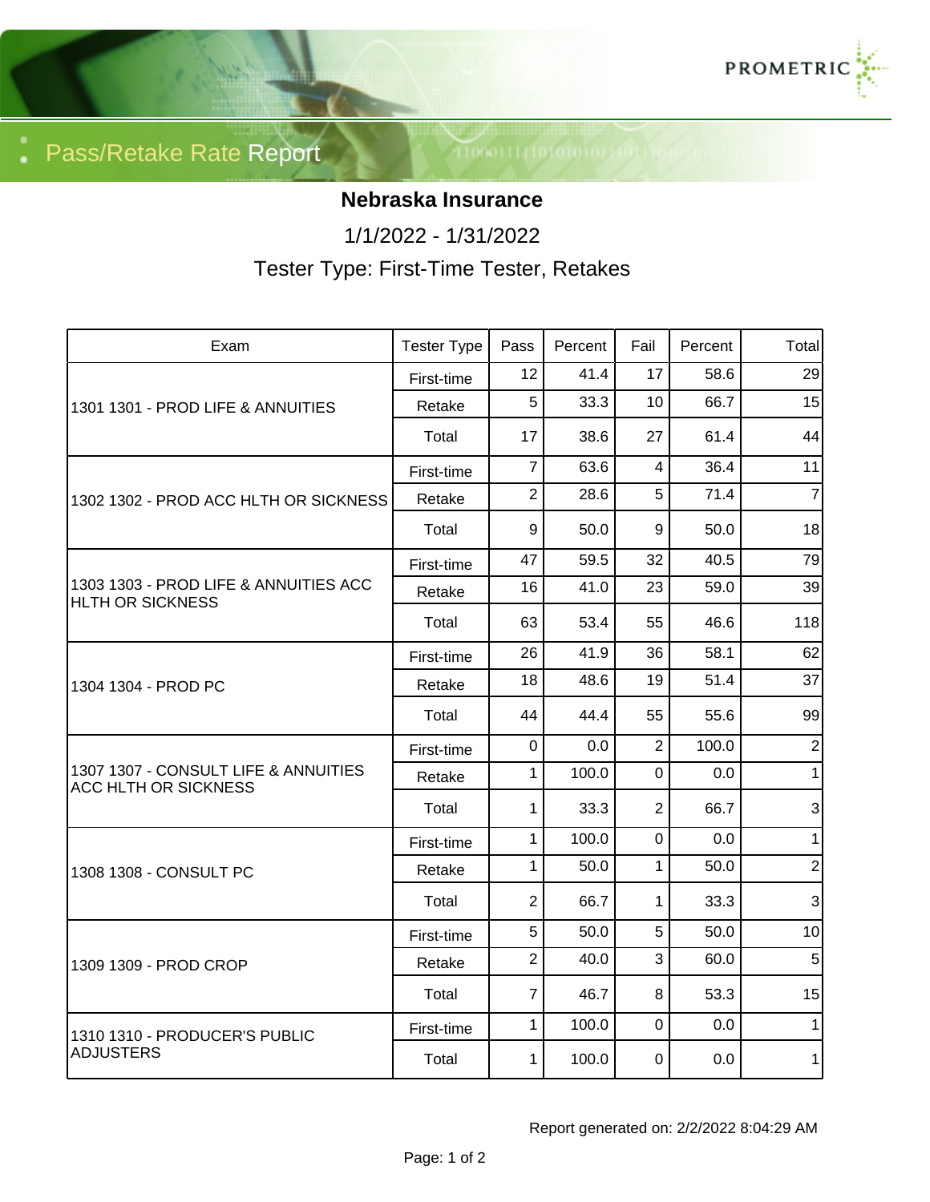# Pass/Retake Rate Report

**Nebraska Insurance**

1/1/2022 - 1/31/2022

Tester Type: First-Time Tester, Retakes

| Exam | Tester Type | Pass | Percent | Fail | Percent | Total |
|---|---|---|---|---|---|---|
| 1301 1301 - PROD LIFE & ANNUITIES | First-time | 12 | 41.4 | 17 | 58.6 | 29 |
| | Retake | 5 | 33.3 | 10 | 66.7 | 15 |
| | Total | 17 | 38.6 | 27 | 61.4 | 44 |
| 1302 1302 - PROD ACC HLTH OR SICKNESS | First-time | 7 | 63.6 | 4 | 36.4 | 11 |
| | Retake | 2 | 28.6 | 5 | 71.4 | 7 |
| | Total | 9 | 50.0 | 9 | 50.0 | 18 |
| 1303 1303 - PROD LIFE & ANNUITIES ACC HLTH OR SICKNESS | First-time | 47 | 59.5 | 32 | 40.5 | 79 |
| | Retake | 16 | 41.0 | 23 | 59.0 | 39 |
| | Total | 63 | 53.4 | 55 | 46.6 | 118 |
| 1304 1304 - PROD PC | First-time | 26 | 41.9 | 36 | 58.1 | 62 |
| | Retake | 18 | 48.6 | 19 | 51.4 | 37 |
| | Total | 44 | 44.4 | 55 | 55.6 | 99 |
| 1307 1307 - CONSULT LIFE & ANNUITIES ACC HLTH OR SICKNESS | First-time | 0 | 0.0 | 2 | 100.0 | 2 |
| | Retake | 1 | 100.0 | 0 | 0.0 | 1 |
| | Total | 1 | 33.3 | 2 | 66.7 | 3 |
| 1308 1308 - CONSULT PC | First-time | 1 | 100.0 | 0 | 0.0 | 1 |
| | Retake | 1 | 50.0 | 1 | 50.0 | 2 |
| | Total | 2 | 66.7 | 1 | 33.3 | 3 |
| 1309 1309 - PROD CROP | First-time | 5 | 50.0 | 5 | 50.0 | 10 |
| | Retake | 2 | 40.0 | 3 | 60.0 | 5 |
| | Total | 7 | 46.7 | 8 | 53.3 | 15 |
| 1310 1310 - PRODUCER'S PUBLIC ADJUSTERS | First-time | 1 | 100.0 | 0 | 0.0 | 1 |
| | Total | 1 | 100.0 | 0 | 0.0 | 1 |

Report generated on: 2/2/2022 8:04:29 AM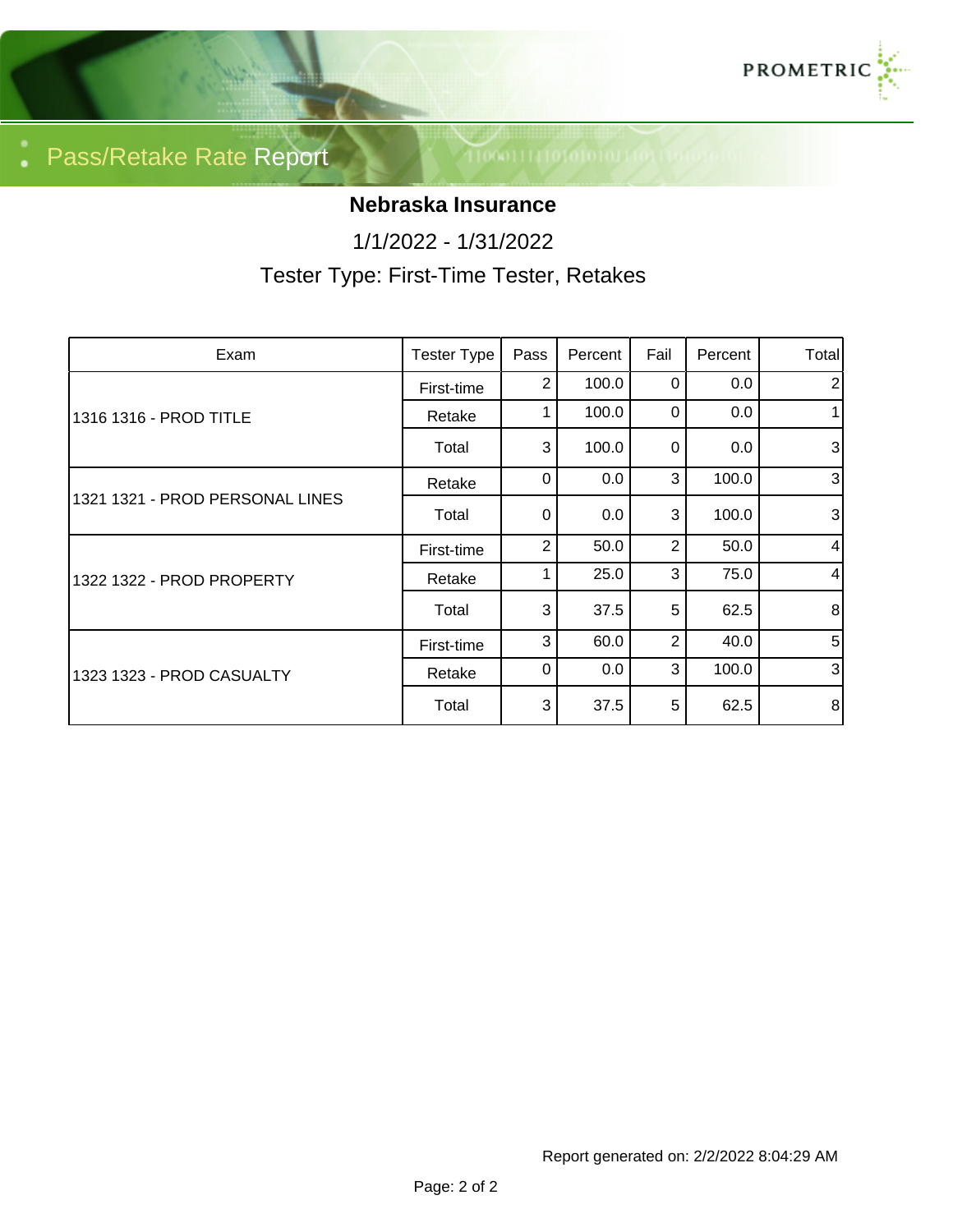# Pass/Retake Rate Report

**Nebraska Insurance**

1/1/2022 - 1/31/2022

Tester Type: First-Time Tester, Retakes

| Exam | Tester Type | Pass | Percent | Fail | Percent | Total |
|---|---|---|---|---|---|---|
| 1316 1316 - PROD TITLE | First-time | 2 | 100.0 | 0 | 0.0 | 2 |
| | Retake | 1 | 100.0 | 0 | 0.0 | 1 |
| | Total | 3 | 100.0 | 0 | 0.0 | 3 |
| 1321 1321 - PROD PERSONAL LINES | Retake | 0 | 0.0 | 3 | 100.0 | 3 |
| | Total | 0 | 0.0 | 3 | 100.0 | 3 |
| 1322 1322 - PROD PROPERTY | First-time | 2 | 50.0 | 2 | 50.0 | 4 |
| | Retake | 1 | 25.0 | 3 | 75.0 | 4 |
| | Total | 3 | 37.5 | 5 | 62.5 | 8 |
| 1323 1323 - PROD CASUALTY | First-time | 3 | 60.0 | 2 | 40.0 | 5 |
| | Retake | 0 | 0.0 | 3 | 100.0 | 3 |
| | Total | 3 | 37.5 | 5 | 62.5 | 8 |

Report generated on: 2/2/2022 8:04:29 AM